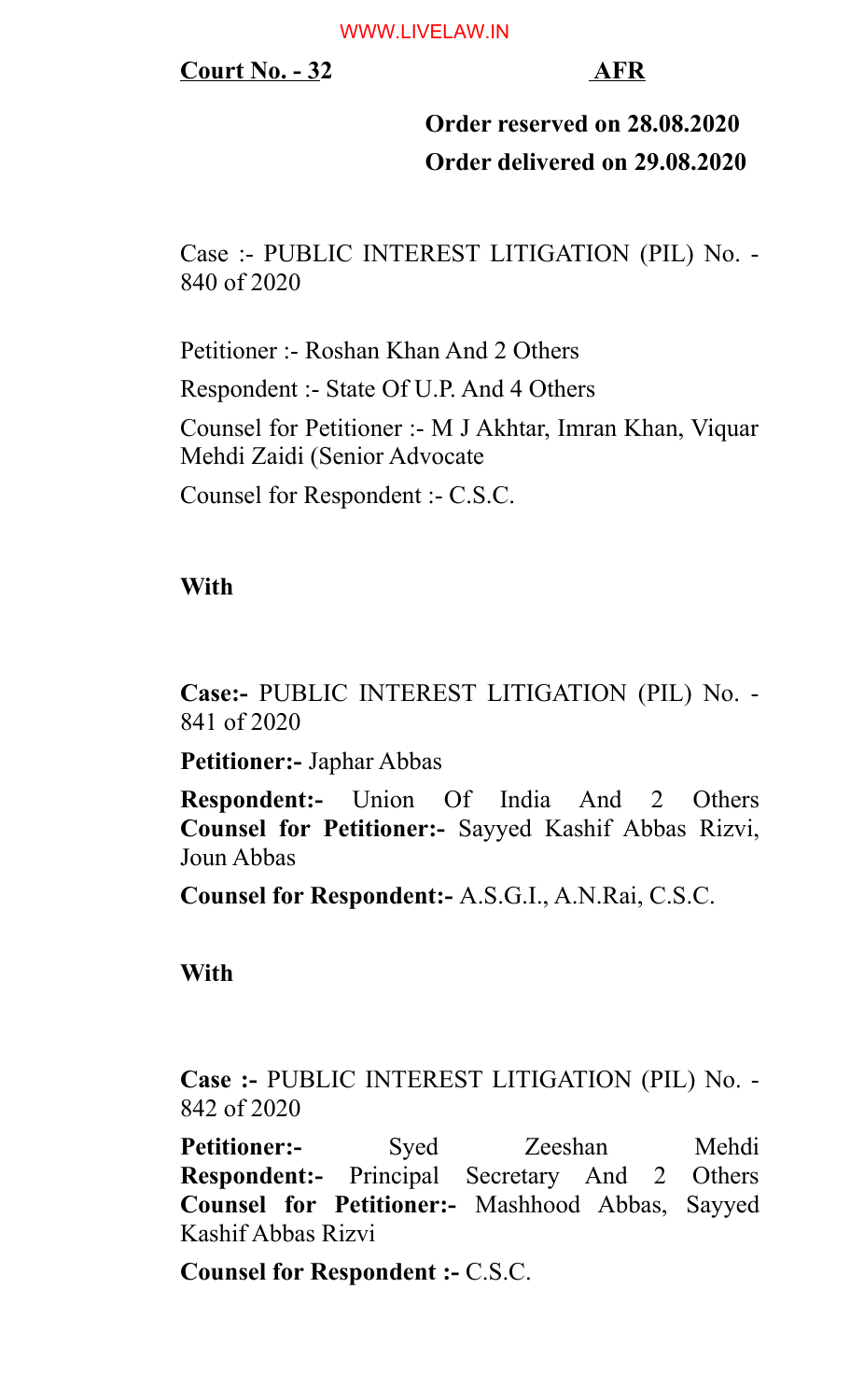**Court No. - 32** **AFR**

**Order reserved on 28.08.2020**

**Order delivered on 29.08.2020**

Case :- PUBLIC INTEREST LITIGATION (PIL) No. - 840 of 2020

Petitioner :- Roshan Khan And 2 Others

Respondent :- State Of U.P. And 4 Others

Counsel for Petitioner :- M J Akhtar, Imran Khan, Viquar Mehdi Zaidi (Senior Advocate

Counsel for Respondent :- C.S.C.

**With**

**Case:-** PUBLIC INTEREST LITIGATION (PIL) No. - 841 of 2020

**Petitioner:-** Japhar Abbas

**Respondent:-** Union Of India And 2 Others

**Counsel for Petitioner:-** Sayyed Kashif Abbas Rizvi, Joun Abbas

**Counsel for Respondent:-** A.S.G.I., A.N.Rai, C.S.C.

**With**

**Case :-** PUBLIC INTEREST LITIGATION (PIL) No. - 842 of 2020

**Petitioner:-** Syed Zeeshan Mehdi

**Respondent:-** Principal Secretary And 2 Others

**Counsel for Petitioner:-** Mashhood Abbas, Sayyed Kashif Abbas Rizvi

**Counsel for Respondent :-** C.S.C.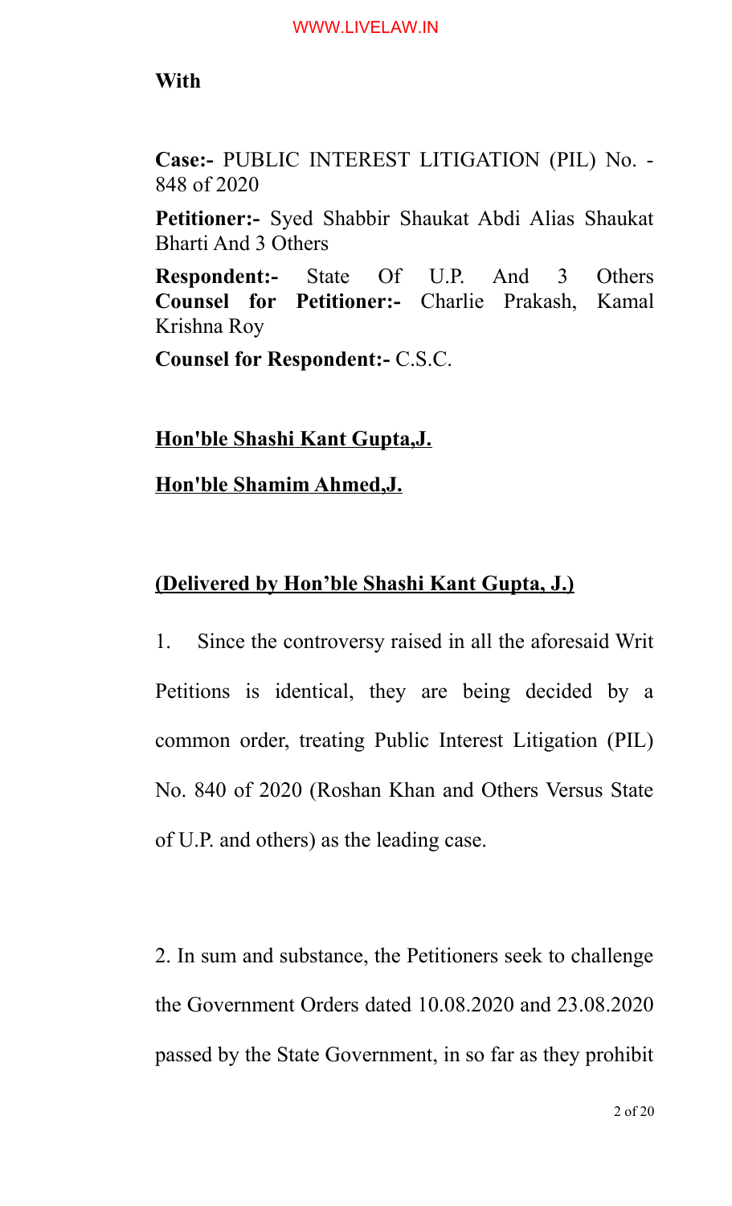**With**

**Case:-** PUBLIC INTEREST LITIGATION (PIL) No. - 848 of 2020

**Petitioner:-** Syed Shabbir Shaukat Abdi Alias Shaukat Bharti And 3 Others

**Respondent:-** State Of U.P. And 3 Others

**Counsel for Petitioner:-** Charlie Prakash, Kamal Krishna Roy

**Counsel for Respondent:-** C.S.C.

**Hon'ble Shashi Kant Gupta,J.**

**Hon'ble Shamim Ahmed,J.**

**(Delivered by Hon'ble Shashi Kant Gupta, J.)**

1. Since the controversy raised in all the aforesaid Writ Petitions is identical, they are being decided by a common order, treating Public Interest Litigation (PIL) No. 840 of 2020 (Roshan Khan and Others Versus State of U.P. and others) as the leading case.

2. In sum and substance, the Petitioners seek to challenge the Government Orders dated 10.08.2020 and 23.08.2020 passed by the State Government, in so far as they prohibit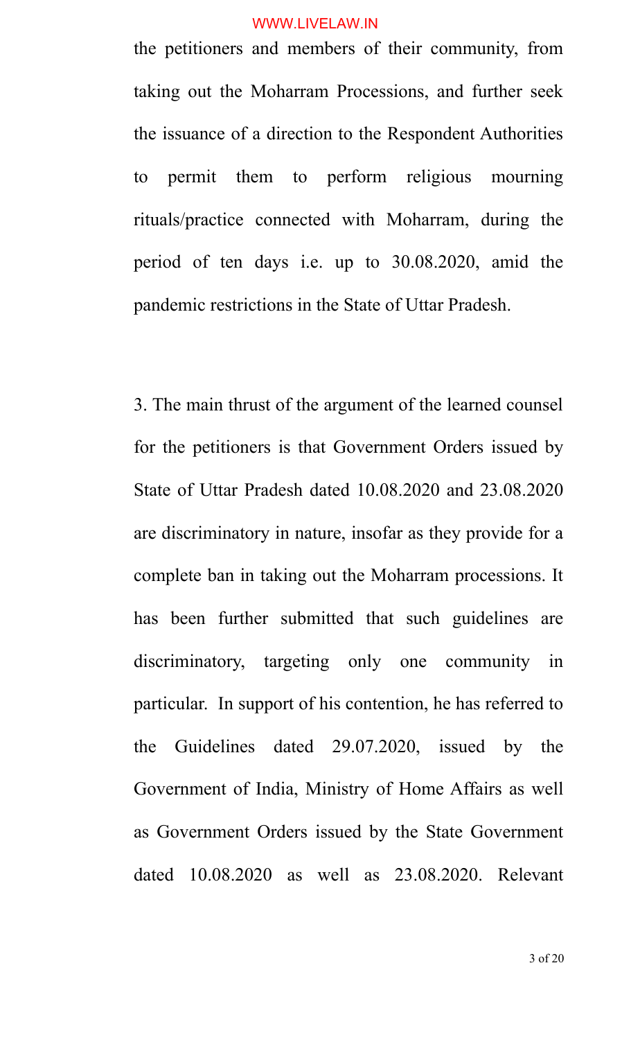the petitioners and members of their community, from taking out the Moharram Processions, and further seek the issuance of a direction to the Respondent Authorities to permit them to perform religious mourning rituals/practice connected with Moharram, during the period of ten days i.e. up to 30.08.2020, amid the pandemic restrictions in the State of Uttar Pradesh.

3. The main thrust of the argument of the learned counsel for the petitioners is that Government Orders issued by State of Uttar Pradesh dated 10.08.2020 and 23.08.2020 are discriminatory in nature, insofar as they provide for a complete ban in taking out the Moharram processions. It has been further submitted that such guidelines are discriminatory, targeting only one community in particular. In support of his contention, he has referred to the Guidelines dated 29.07.2020, issued by the Government of India, Ministry of Home Affairs as well as Government Orders issued by the State Government dated 10.08.2020 as well as 23.08.2020. Relevant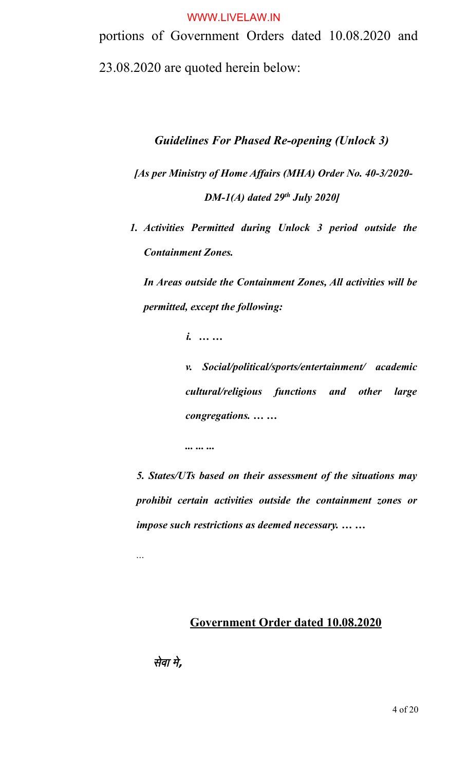portions of Government Orders dated 10.08.2020 and 23.08.2020 are quoted herein below:

***Guidelines For Phased Re-opening (Unlock 3)***

***[As per Ministry of Home Affairs (MHA) Order No. 40-3/2020-DM-1(A) dated 29th July 2020]***

***1. Activities Permitted during Unlock 3 period outside the Containment Zones.***

***In Areas outside the Containment Zones, All activities will be permitted, except the following:***

> ***i. … …***
>
> ***v. Social/political/sports/entertainment/ academic cultural/religious functions and other large congregations. … …***
>
> ***... ... ...***

***5. States/UTs based on their assessment of the situations may prohibit certain activities outside the containment zones or impose such restrictions as deemed necessary. … …***

…

**Government Order dated 10.08.2020**

***सेवा मे,***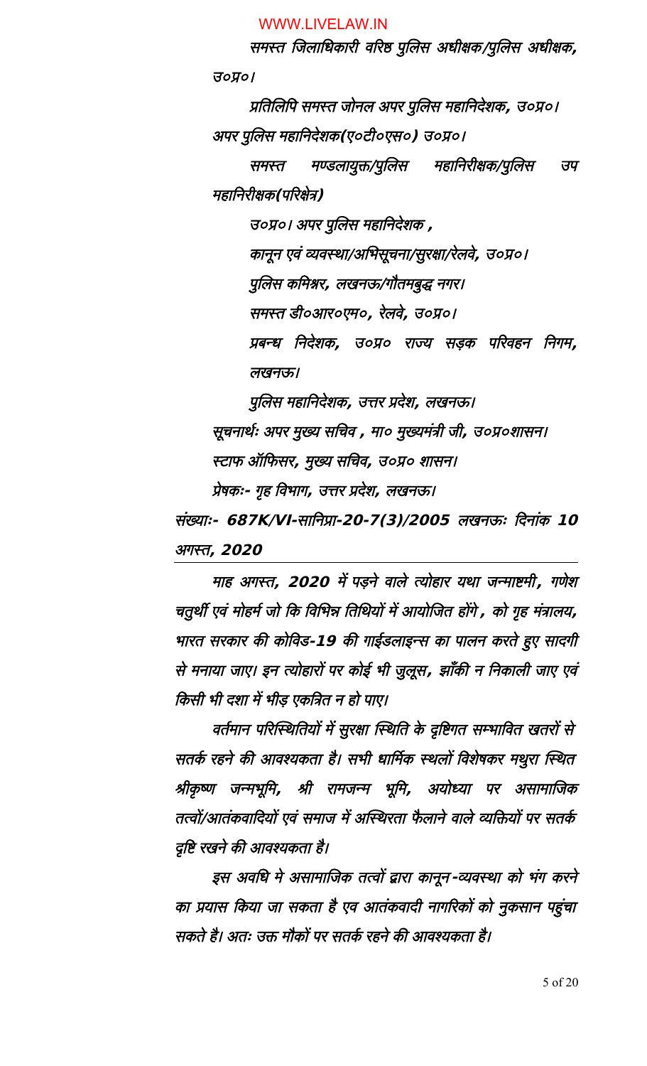*समस्त जिलाधिकारी वरिष्ठ पुलिस अधीक्षक/पुलिस अधीक्षक, उ०प्र०।*

*प्रतिलिपि समस्त जोनल अपर पुलिस महानिदेशक, उ०प्र०।*

*अपर पुलिस महानिदेशक(ए०टी०एस०) उ०प्र०।*

*समस्त मण्डलायुक्त/पुलिस महानिरीक्षक/पुलिस उप महानिरीक्षक(परिक्षेत्र)*

*उ०प्र०। अपर पुलिस महानिदेशक ,*

*कानून एवं व्यवस्था/अभिसूचना/सुरक्षा/रेलवे, उ०प्र०।*

*पुलिस कमिश्नर, लखनऊ/गौतमबुद्ध नगर।*

*समस्त डी०आर०एम०, रेलवे, उ०प्र०।*

*प्रबन्ध निदेशक, उ०प्र० राज्य सड़क परिवहन निगम, लखनऊ।*

*पुलिस महानिदेशक, उत्तर प्रदेश, लखनऊ।*

*सूचनार्थः अपर मुख्य सचिव , मा० मुख्यमंत्री जी, उ०प्र०शासन।*

*स्टाफ ऑफिसर, मुख्य सचिव, उ०प्र० शासन।*

*प्रेषकः- गृह विभाग, उत्तर प्रदेश, लखनऊ।*

***संख्याः- 687K/VI-सानिप्रा-20-7(3)/2005 लखनऊः दिनांक 10 अगस्त, 2020***

---

*माह अगस्त, 2020 में पड़ने वाले त्योहार यथा जन्माष्टमी, गणेश चतुर्थी एवं मोहर्म जो कि विभिन्न तिथियों में आयोजित होंगे, को गृह मंत्रालय, भारत सरकार की कोविड-19 की गाईडलाइन्स का पालन करते हुए सादगी से मनाया जाए। इन त्योहारों पर कोई भी जुलूस, झाँकी न निकाली जाए एवं किसी भी दशा में भीड़ एकत्रित न हो पाए।*

*वर्तमान परिस्थितियों में सुरक्षा स्थिति के दृष्टिगत सम्भावित खतरों से सतर्क रहने की आवश्यकता है। सभी धार्मिक स्थलों विशेषकर मथुरा स्थित श्रीकृष्ण जन्मभूमि, श्री रामजन्म भूमि, अयोध्या पर असामाजिक तत्वों/आतंकवादियों एवं समाज में अस्थिरता फैलाने वाले व्यक्तियों पर सतर्क दृष्टि रखने की आवश्यकता है।*

*इस अवधि मे असामाजिक तत्वों द्वारा कानून-व्यवस्था को भंग करने का प्रयास किया जा सकता है एव आतंकवादी नागरिकों को नुकसान पहुंचा सकते है। अतः उक्त मौकों पर सतर्क रहने की आवश्यकता है।*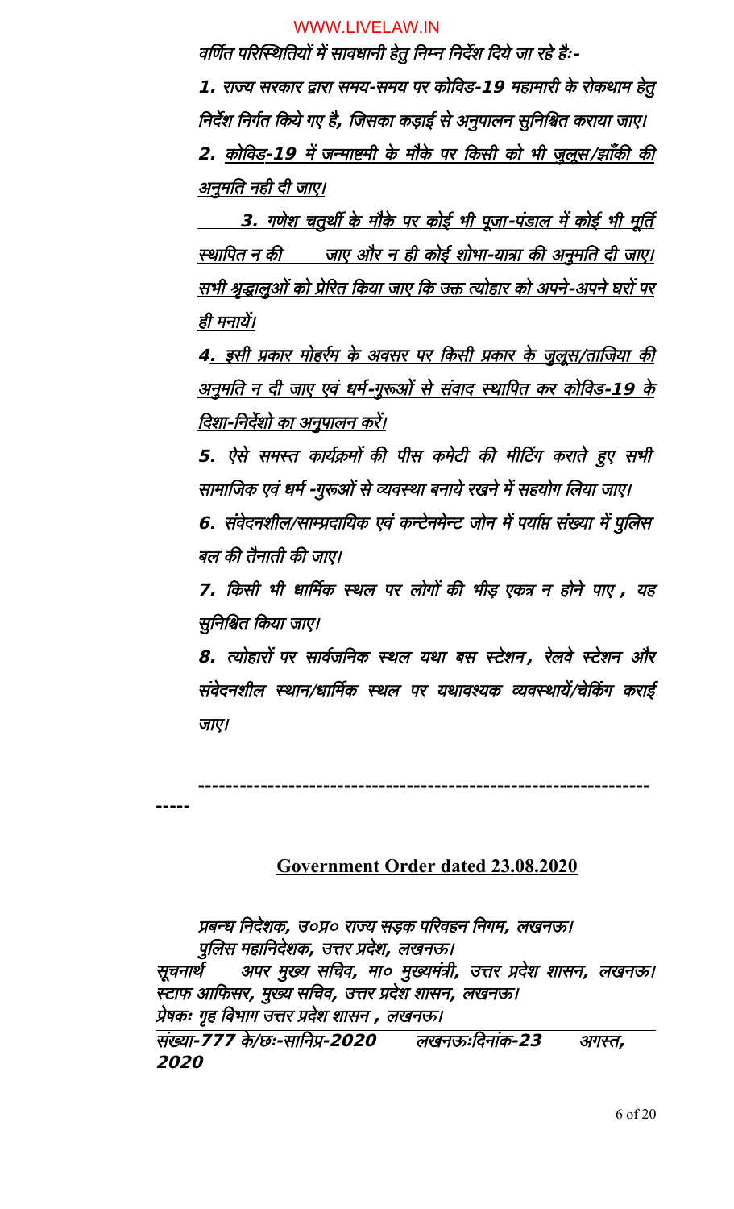*वर्णित परिस्थितियों में सावधानी हेतु निम्न निर्देश दिये जा रहे हैः-*

***1.*** *राज्य सरकार द्वारा समय-समय पर कोविड-19 महामारी के रोकथाम हेतु निर्देश निर्गत किये गए है, जिसका कड़ाई से अनुपालन सुनिश्चित कराया जाए।*

***2.*** *कोविड-19 में जन्माष्टमी के मौके पर किसी को भी जुलूस/झाँकी की अनुमति नही दी जाए।*

***3.*** *गणेश चतुर्थी के मौके पर कोई भी पूजा-पंडाल में कोई भी मूर्ति स्थापित न की जाए और न ही कोई शोभा-यात्रा की अनुमति दी जाए। सभी श्रृद्धालुओं को प्रेरित किया जाए कि उक्त त्योहार को अपने-अपने घरों पर ही मनायें।*

***4.*** *इसी प्रकार मोहर्रम के अवसर पर किसी प्रकार के जुलूस/ताजिया की अनुमति न दी जाए एवं धर्म-गुरूओं से संवाद स्थापित कर कोविड-19 के दिशा-निर्देशो का अनुपालन करें।*

***5.*** *ऐसे समस्त कार्यक्रमों की पीस कमेटी की मीटिंग कराते हुए सभी सामाजिक एवं धर्म -गुरूओं से व्यवस्था बनाये रखने में सहयोग लिया जाए।*

***6.*** *संवेदनशील/साम्प्रदायिक एवं कन्टेनमेन्ट जोन में पर्याप्त संख्या में पुलिस बल की तैनाती की जाए।*

***7.*** *किसी भी धार्मिक स्थल पर लोगों की भीड़ एकत्र न होने पाए , यह सुनिश्चित किया जाए।*

***8.*** *त्योहारों पर सार्वजनिक स्थल यथा बस स्टेशन, रेलवे स्टेशन और संवेदनशील स्थान/धार्मिक स्थल पर यथावश्यक व्यवस्थायें/चेकिंग कराई जाए।*

---

## Government Order dated 23.08.2020

*प्रबन्ध निदेशक, उ०प्र० राज्य सड़क परिवहन निगम, लखनऊ।*
*पुलिस महानिदेशक, उत्तर प्रदेश, लखनऊ।*
*सूचनार्थ अपर मुख्य सचिव, मा० मुख्यमंत्री, उत्तर प्रदेश शासन, लखनऊ।*
*स्टाफ आफिसर, मुख्य सचिव, उत्तर प्रदेश शासन, लखनऊ।*
*प्रेषकः गृह विभाग उत्तर प्रदेश शासन , लखनऊ।*

*संख्या-777 के/छः-सानिप्र-2020 लखनऊःदिनांक-23 अगस्त, 2020*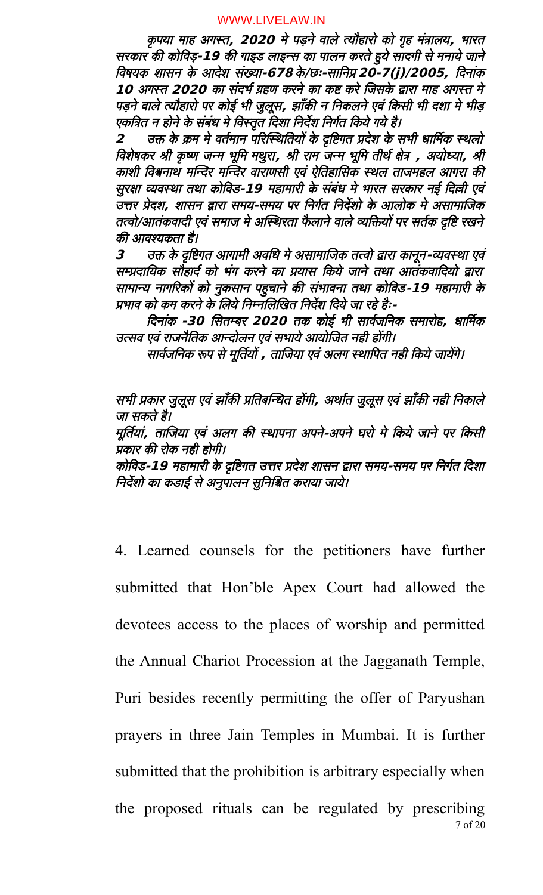*कृपया माह अगस्त, 2020 मे पड़ने वाले त्यौहारो को गृह मंत्रालय, भारत सरकार की कोविड़-19 की गाइड लाइन्स का पालन करते हुये सादगी से मनाये जाने विषयक शासन के आदेश संख्या-678 के/छः-सानिप्र 20-7(j)/2005, दिनांक 10 अगस्त 2020 का संदर्भ ग्रहण करने का कष्ट करे जिसके द्वारा माह अगस्त मे पड़ने वाले त्यौहारो पर कोई भी जुलूस, झाँकी न निकलने एवं किसी भी दशा मे भीड़ एकत्रित न होने के संबंध मे विस्तृत दिशा निर्देश निर्गत किये गये है।*

*2 उक्त के क्रम मे वर्तमान परिस्थितियों के दृष्टिगत प्रदेश के सभी धार्मिक स्थलो विशेषकर श्री कृष्ण जन्म भूमि मथुरा, श्री राम जन्म भूमि तीर्थ क्षेत्र , अयोध्या, श्री काशी विश्वनाथ मन्दिर मन्दिर वाराणसी एवं ऐतिहासिक स्थल ताजमहल आगरा की सुरक्षा व्यवस्था तथा कोविड-19 महामारी के संबंध मे भारत सरकार नई दिल्ली एवं उत्तर प्रदेश, शासन द्वारा समय-समय पर निर्गत निर्देशो के आलोक मे असामाजिक तत्वो/आतंकवादी एवं समाज मे अस्थिरता फैलाने वाले व्यक्तियों पर सर्तक दृष्टि रखने की आवश्यकता है।*

*3 उक्त के दृष्टिगत आगामी अवधि मे असामाजिक तत्वो द्वारा कानून-व्यवस्था एवं सम्प्रदायिक सौहार्द को भंग करने का प्रयास किये जाने तथा आतंकवादियो द्वारा सामान्य नागरिकों को नुकसान पहुचाने की संभावना तथा कोविड-19 महामारी के प्रभाव को कम करने के लिये निम्नलिखित निर्देश दिये जा रहे हैः-*

*दिनांक -30 सितम्बर 2020 तक कोई भी सार्वजनिक समारोह, धार्मिक उत्सव एवं राजनैतिक आन्दोलन एवं सभाये आयोजित नही होंगी।*

*सार्वजनिक रूप से मूर्तियों , ताजिया एवं अलग स्थापित नही किये जायेंगे।*

*सभी प्रकार जुलूस एवं झाँकी प्रतिबन्धित होंगी, अर्थात जुलूस एवं झाँकी नही निकाले जा सकते है।*

*मूर्तियां, ताजिया एवं अलग की स्थापना अपने-अपने घरो मे किये जाने पर किसी प्रकार की रोक नही होगी।*

*कोविड-19 महामारी के दृष्टिगत उत्तर प्रदेश शासन द्वारा समय-समय पर निर्गत दिशा निर्देशो का कडाई से अनुपालन सुनिश्चित कराया जाये।*

4. Learned counsels for the petitioners have further submitted that Hon'ble Apex Court had allowed the devotees access to the places of worship and permitted the Annual Chariot Procession at the Jagganath Temple, Puri besides recently permitting the offer of Paryushan prayers in three Jain Temples in Mumbai. It is further submitted that the prohibition is arbitrary especially when the proposed rituals can be regulated by prescribing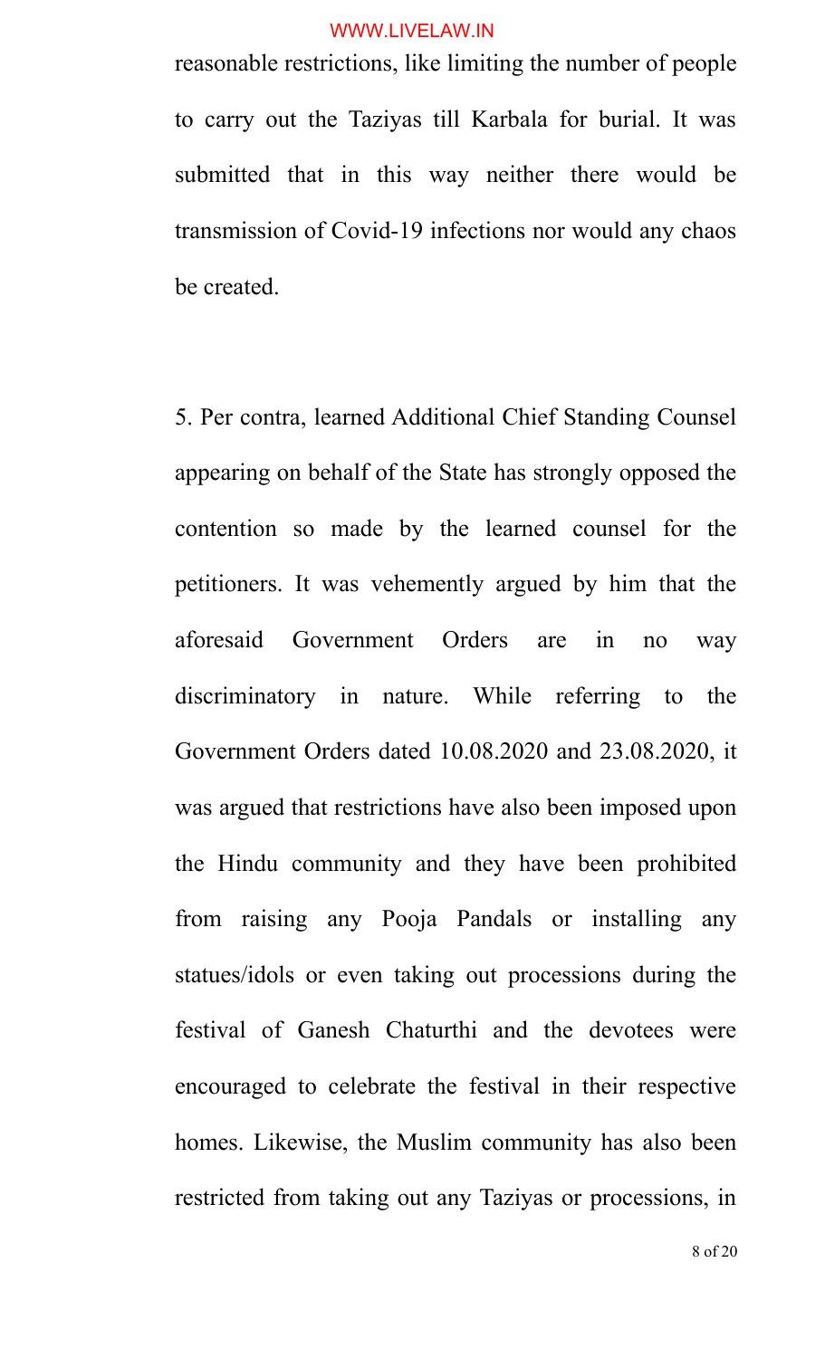reasonable restrictions, like limiting the number of people to carry out the Taziyas till Karbala for burial. It was submitted that in this way neither there would be transmission of Covid-19 infections nor would any chaos be created.

5. Per contra, learned Additional Chief Standing Counsel appearing on behalf of the State has strongly opposed the contention so made by the learned counsel for the petitioners. It was vehemently argued by him that the aforesaid Government Orders are in no way discriminatory in nature. While referring to the Government Orders dated 10.08.2020 and 23.08.2020, it was argued that restrictions have also been imposed upon the Hindu community and they have been prohibited from raising any Pooja Pandals or installing any statues/idols or even taking out processions during the festival of Ganesh Chaturthi and the devotees were encouraged to celebrate the festival in their respective homes. Likewise, the Muslim community has also been restricted from taking out any Taziyas or processions, in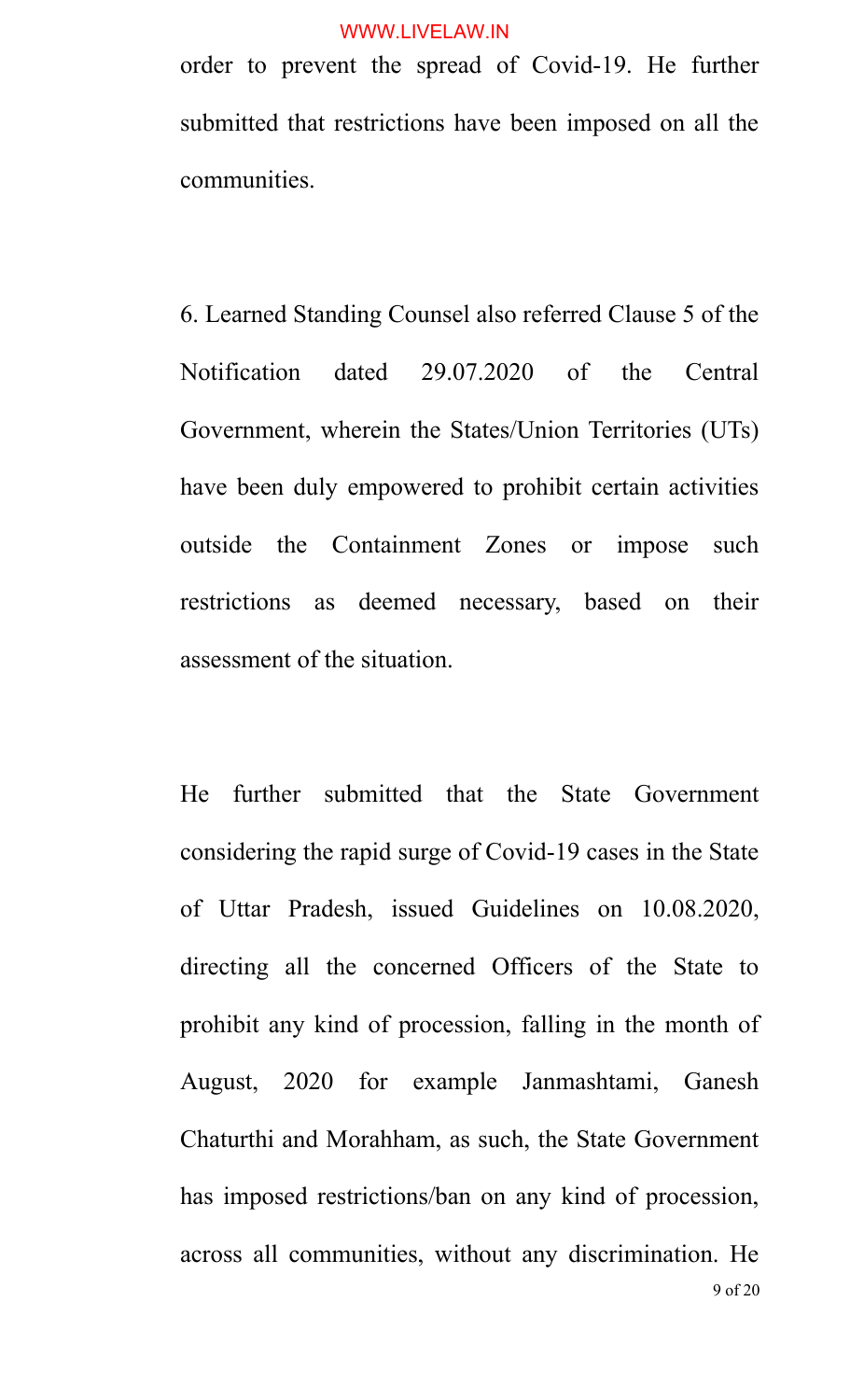order to prevent the spread of Covid-19. He further submitted that restrictions have been imposed on all the communities.

6. Learned Standing Counsel also referred Clause 5 of the Notification dated 29.07.2020 of the Central Government, wherein the States/Union Territories (UTs) have been duly empowered to prohibit certain activities outside the Containment Zones or impose such restrictions as deemed necessary, based on their assessment of the situation.

He further submitted that the State Government considering the rapid surge of Covid-19 cases in the State of Uttar Pradesh, issued Guidelines on 10.08.2020, directing all the concerned Officers of the State to prohibit any kind of procession, falling in the month of August, 2020 for example Janmashtami, Ganesh Chaturthi and Morahham, as such, the State Government has imposed restrictions/ban on any kind of procession, across all communities, without any discrimination. He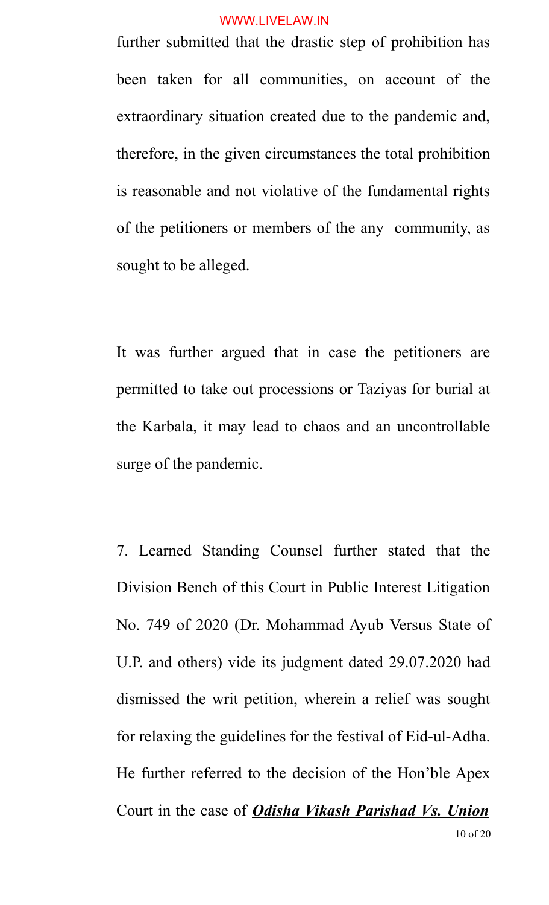further submitted that the drastic step of prohibition has been taken for all communities, on account of the extraordinary situation created due to the pandemic and, therefore, in the given circumstances the total prohibition is reasonable and not violative of the fundamental rights of the petitioners or members of the any community, as sought to be alleged.

It was further argued that in case the petitioners are permitted to take out processions or Taziyas for burial at the Karbala, it may lead to chaos and an uncontrollable surge of the pandemic.

7. Learned Standing Counsel further stated that the Division Bench of this Court in Public Interest Litigation No. 749 of 2020 (Dr. Mohammad Ayub Versus State of U.P. and others) vide its judgment dated 29.07.2020 had dismissed the writ petition, wherein a relief was sought for relaxing the guidelines for the festival of Eid-ul-Adha. He further referred to the decision of the Hon'ble Apex Court in the case of ***Odisha Vikash Parishad Vs. Union***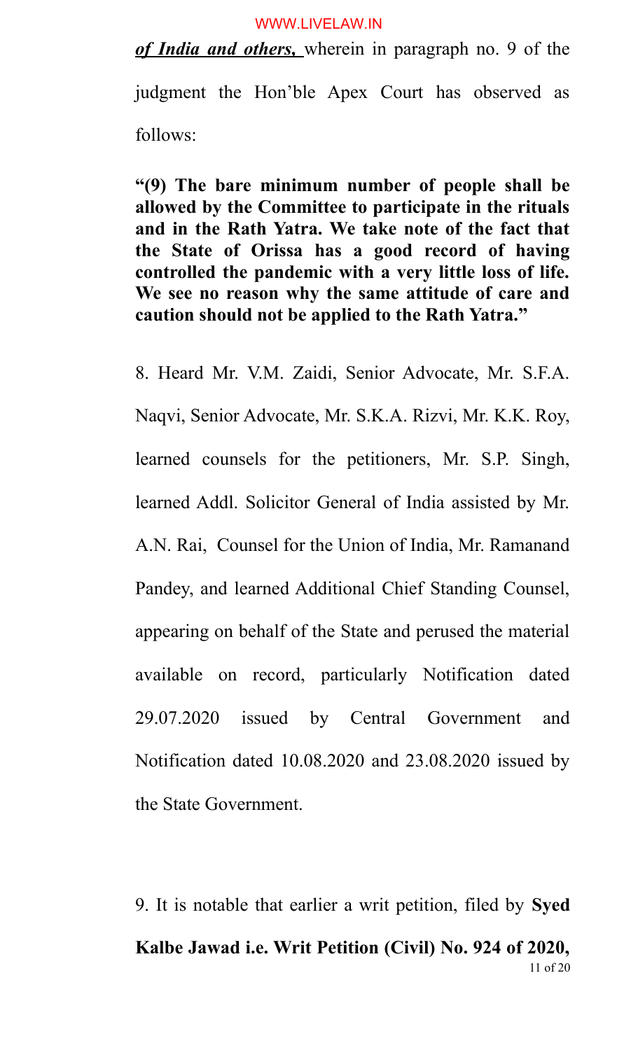***of India and others,*** wherein in paragraph no. 9 of the judgment the Hon'ble Apex Court has observed as follows:

**"(9) The bare minimum number of people shall be allowed by the Committee to participate in the rituals and in the Rath Yatra. We take note of the fact that the State of Orissa has a good record of having controlled the pandemic with a very little loss of life. We see no reason why the same attitude of care and caution should not be applied to the Rath Yatra."**

8. Heard Mr. V.M. Zaidi, Senior Advocate, Mr. S.F.A. Naqvi, Senior Advocate, Mr. S.K.A. Rizvi, Mr. K.K. Roy, learned counsels for the petitioners, Mr. S.P. Singh, learned Addl. Solicitor General of India assisted by Mr. A.N. Rai, Counsel for the Union of India, Mr. Ramanand Pandey, and learned Additional Chief Standing Counsel, appearing on behalf of the State and perused the material available on record, particularly Notification dated 29.07.2020 issued by Central Government and Notification dated 10.08.2020 and 23.08.2020 issued by the State Government.

9. It is notable that earlier a writ petition, filed by **Syed Kalbe Jawad i.e. Writ Petition (Civil) No. 924 of 2020,**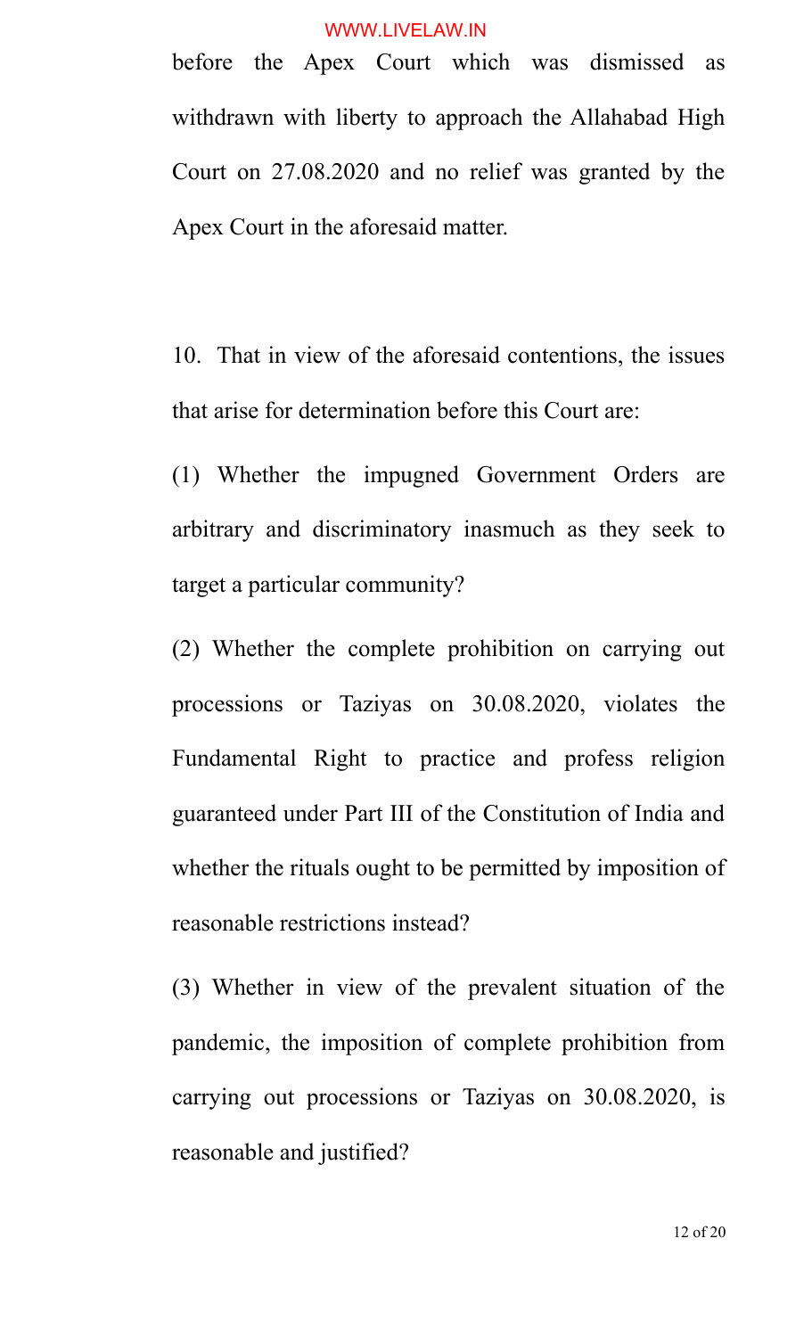before the Apex Court which was dismissed as withdrawn with liberty to approach the Allahabad High Court on 27.08.2020 and no relief was granted by the Apex Court in the aforesaid matter.

10. That in view of the aforesaid contentions, the issues that arise for determination before this Court are:

(1) Whether the impugned Government Orders are arbitrary and discriminatory inasmuch as they seek to target a particular community?

(2) Whether the complete prohibition on carrying out processions or Taziyas on 30.08.2020, violates the Fundamental Right to practice and profess religion guaranteed under Part III of the Constitution of India and whether the rituals ought to be permitted by imposition of reasonable restrictions instead?

(3) Whether in view of the prevalent situation of the pandemic, the imposition of complete prohibition from carrying out processions or Taziyas on 30.08.2020, is reasonable and justified?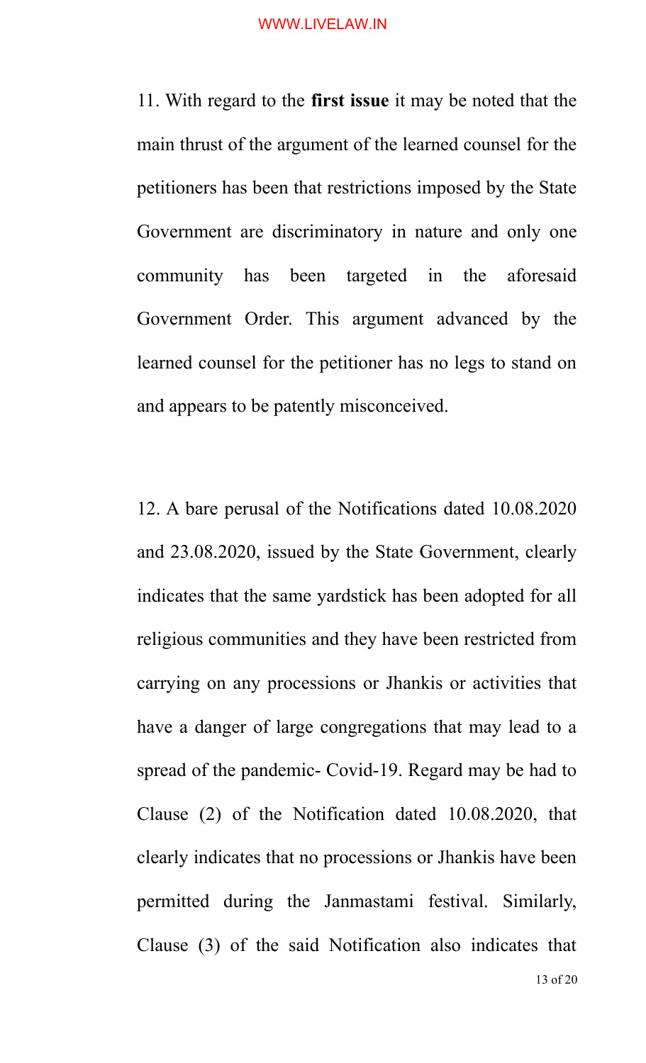11. With regard to the **first issue** it may be noted that the main thrust of the argument of the learned counsel for the petitioners has been that restrictions imposed by the State Government are discriminatory in nature and only one community has been targeted in the aforesaid Government Order. This argument advanced by the learned counsel for the petitioner has no legs to stand on and appears to be patently misconceived.

12. A bare perusal of the Notifications dated 10.08.2020 and 23.08.2020, issued by the State Government, clearly indicates that the same yardstick has been adopted for all religious communities and they have been restricted from carrying on any processions or Jhankis or activities that have a danger of large congregations that may lead to a spread of the pandemic- Covid-19. Regard may be had to Clause (2) of the Notification dated 10.08.2020, that clearly indicates that no processions or Jhankis have been permitted during the Janmastami festival. Similarly, Clause (3) of the said Notification also indicates that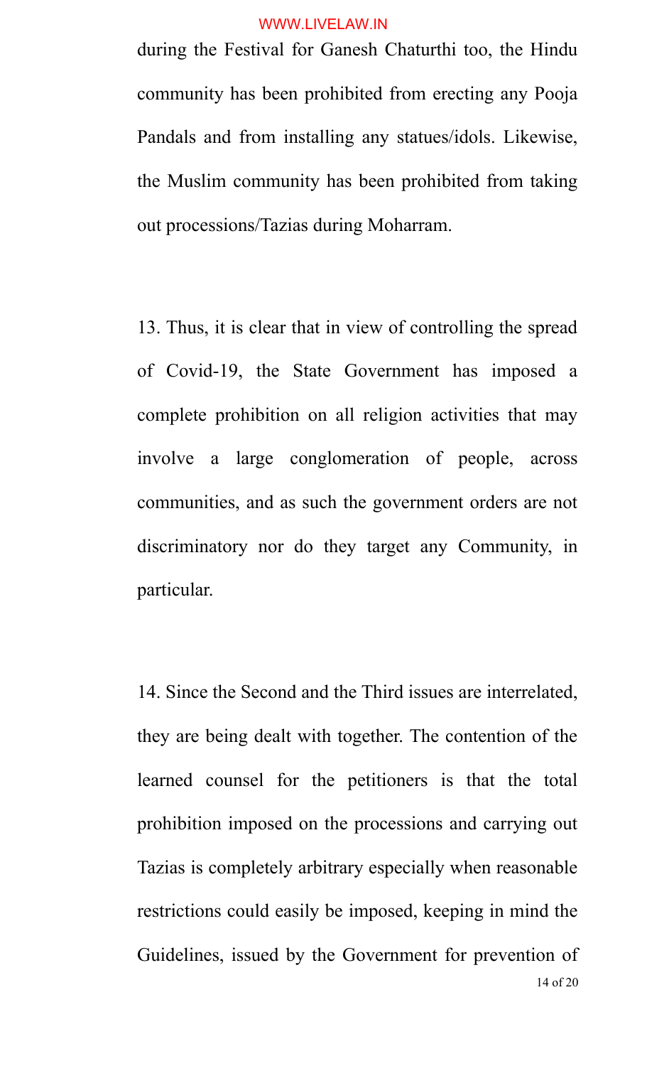during the Festival for Ganesh Chaturthi too, the Hindu community has been prohibited from erecting any Pooja Pandals and from installing any statues/idols. Likewise, the Muslim community has been prohibited from taking out processions/Tazias during Moharram.

13. Thus, it is clear that in view of controlling the spread of Covid-19, the State Government has imposed a complete prohibition on all religion activities that may involve a large conglomeration of people, across communities, and as such the government orders are not discriminatory nor do they target any Community, in particular.

14. Since the Second and the Third issues are interrelated, they are being dealt with together. The contention of the learned counsel for the petitioners is that the total prohibition imposed on the processions and carrying out Tazias is completely arbitrary especially when reasonable restrictions could easily be imposed, keeping in mind the Guidelines, issued by the Government for prevention of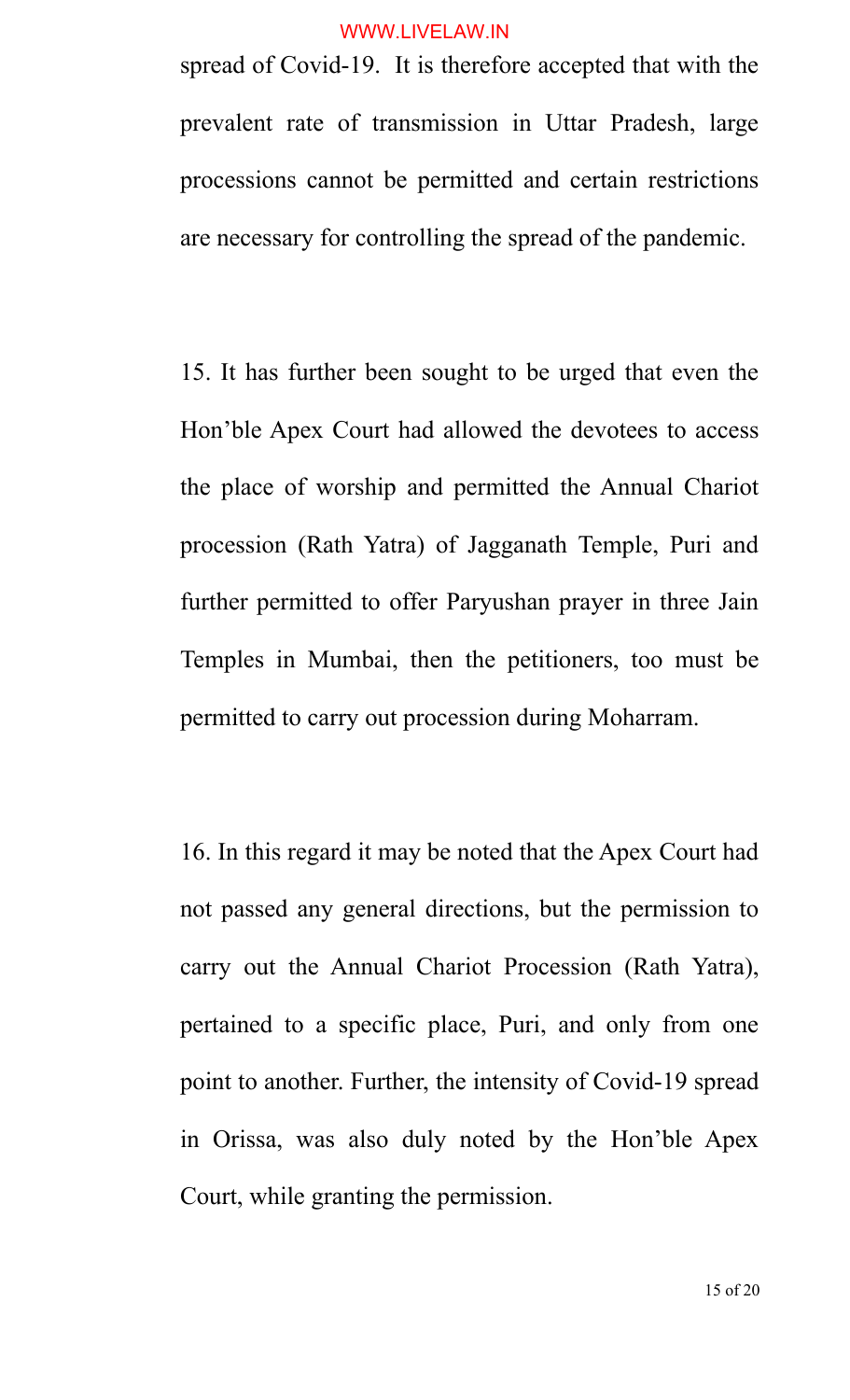spread of Covid-19. It is therefore accepted that with the prevalent rate of transmission in Uttar Pradesh, large processions cannot be permitted and certain restrictions are necessary for controlling the spread of the pandemic.

15. It has further been sought to be urged that even the Hon'ble Apex Court had allowed the devotees to access the place of worship and permitted the Annual Chariot procession (Rath Yatra) of Jagganath Temple, Puri and further permitted to offer Paryushan prayer in three Jain Temples in Mumbai, then the petitioners, too must be permitted to carry out procession during Moharram.

16. In this regard it may be noted that the Apex Court had not passed any general directions, but the permission to carry out the Annual Chariot Procession (Rath Yatra), pertained to a specific place, Puri, and only from one point to another. Further, the intensity of Covid-19 spread in Orissa, was also duly noted by the Hon'ble Apex Court, while granting the permission.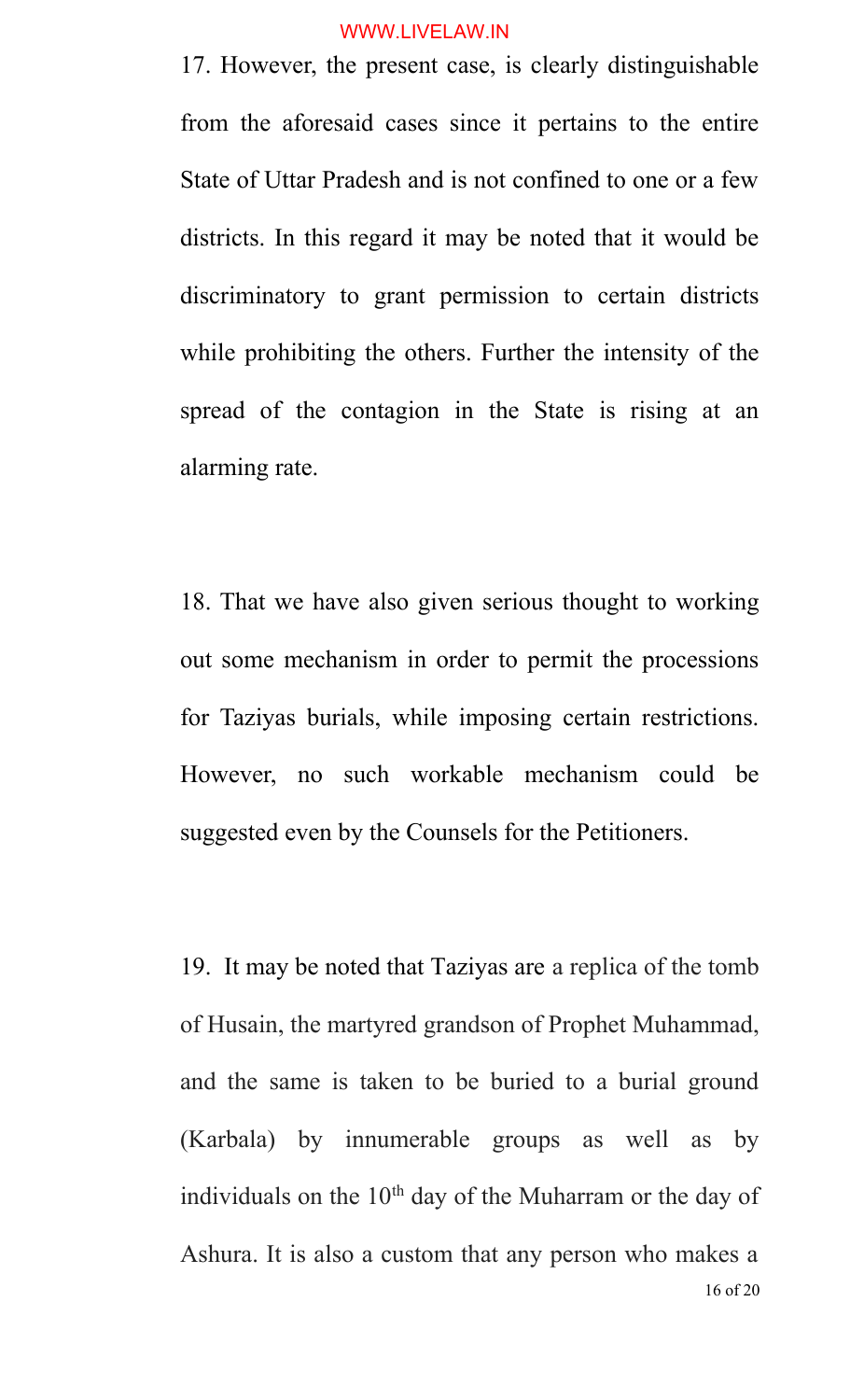17. However, the present case, is clearly distinguishable from the aforesaid cases since it pertains to the entire State of Uttar Pradesh and is not confined to one or a few districts. In this regard it may be noted that it would be discriminatory to grant permission to certain districts while prohibiting the others. Further the intensity of the spread of the contagion in the State is rising at an alarming rate.

18. That we have also given serious thought to working out some mechanism in order to permit the processions for Taziyas burials, while imposing certain restrictions. However, no such workable mechanism could be suggested even by the Counsels for the Petitioners.

19. It may be noted that Taziyas are a replica of the tomb of Husain, the martyred grandson of Prophet Muhammad, and the same is taken to be buried to a burial ground (Karbala) by innumerable groups as well as by individuals on the 10th day of the Muharram or the day of Ashura. It is also a custom that any person who makes a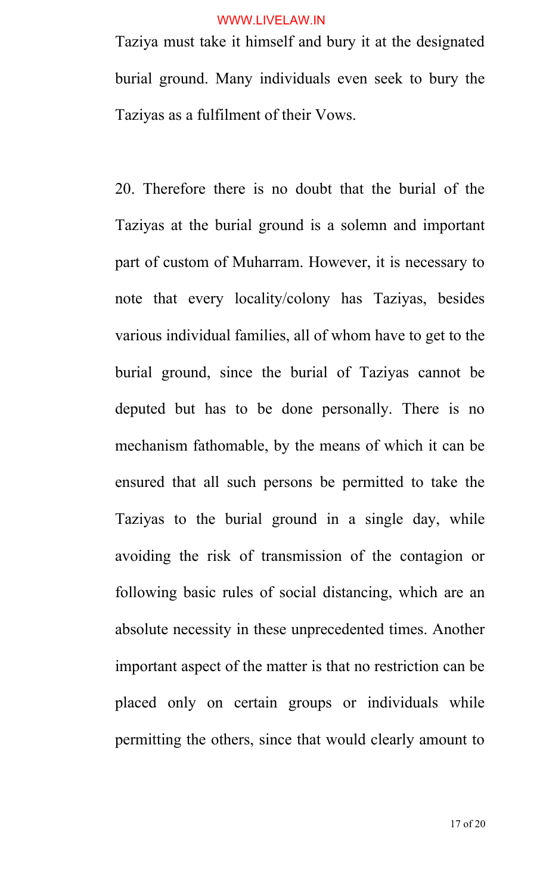Taziya must take it himself and bury it at the designated burial ground. Many individuals even seek to bury the Taziyas as a fulfilment of their Vows.

20. Therefore there is no doubt that the burial of the Taziyas at the burial ground is a solemn and important part of custom of Muharram. However, it is necessary to note that every locality/colony has Taziyas, besides various individual families, all of whom have to get to the burial ground, since the burial of Taziyas cannot be deputed but has to be done personally. There is no mechanism fathomable, by the means of which it can be ensured that all such persons be permitted to take the Taziyas to the burial ground in a single day, while avoiding the risk of transmission of the contagion or following basic rules of social distancing, which are an absolute necessity in these unprecedented times. Another important aspect of the matter is that no restriction can be placed only on certain groups or individuals while permitting the others, since that would clearly amount to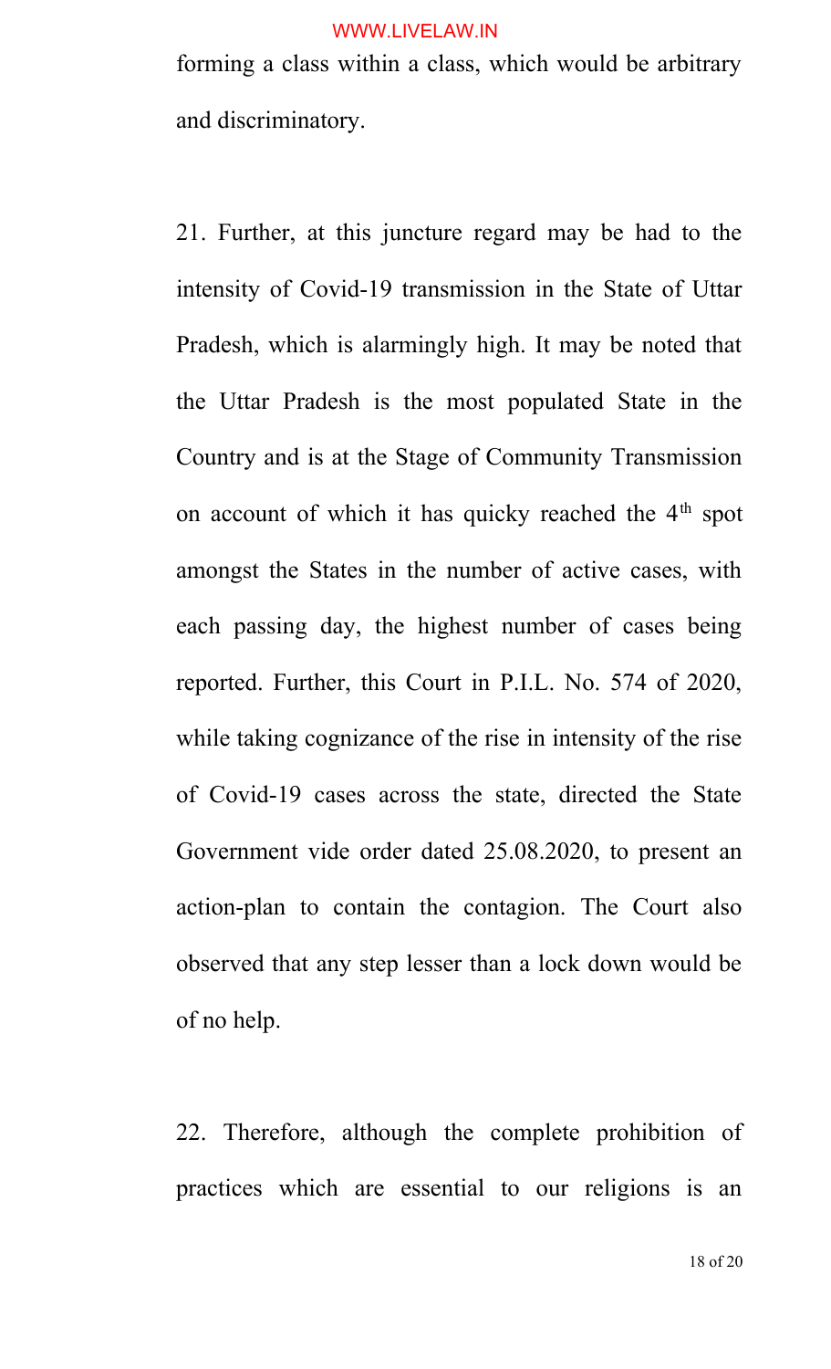forming a class within a class, which would be arbitrary and discriminatory.

21. Further, at this juncture regard may be had to the intensity of Covid-19 transmission in the State of Uttar Pradesh, which is alarmingly high. It may be noted that the Uttar Pradesh is the most populated State in the Country and is at the Stage of Community Transmission on account of which it has quicky reached the 4th spot amongst the States in the number of active cases, with each passing day, the highest number of cases being reported. Further, this Court in P.I.L. No. 574 of 2020, while taking cognizance of the rise in intensity of the rise of Covid-19 cases across the state, directed the State Government vide order dated 25.08.2020, to present an action-plan to contain the contagion. The Court also observed that any step lesser than a lock down would be of no help.

22. Therefore, although the complete prohibition of practices which are essential to our religions is an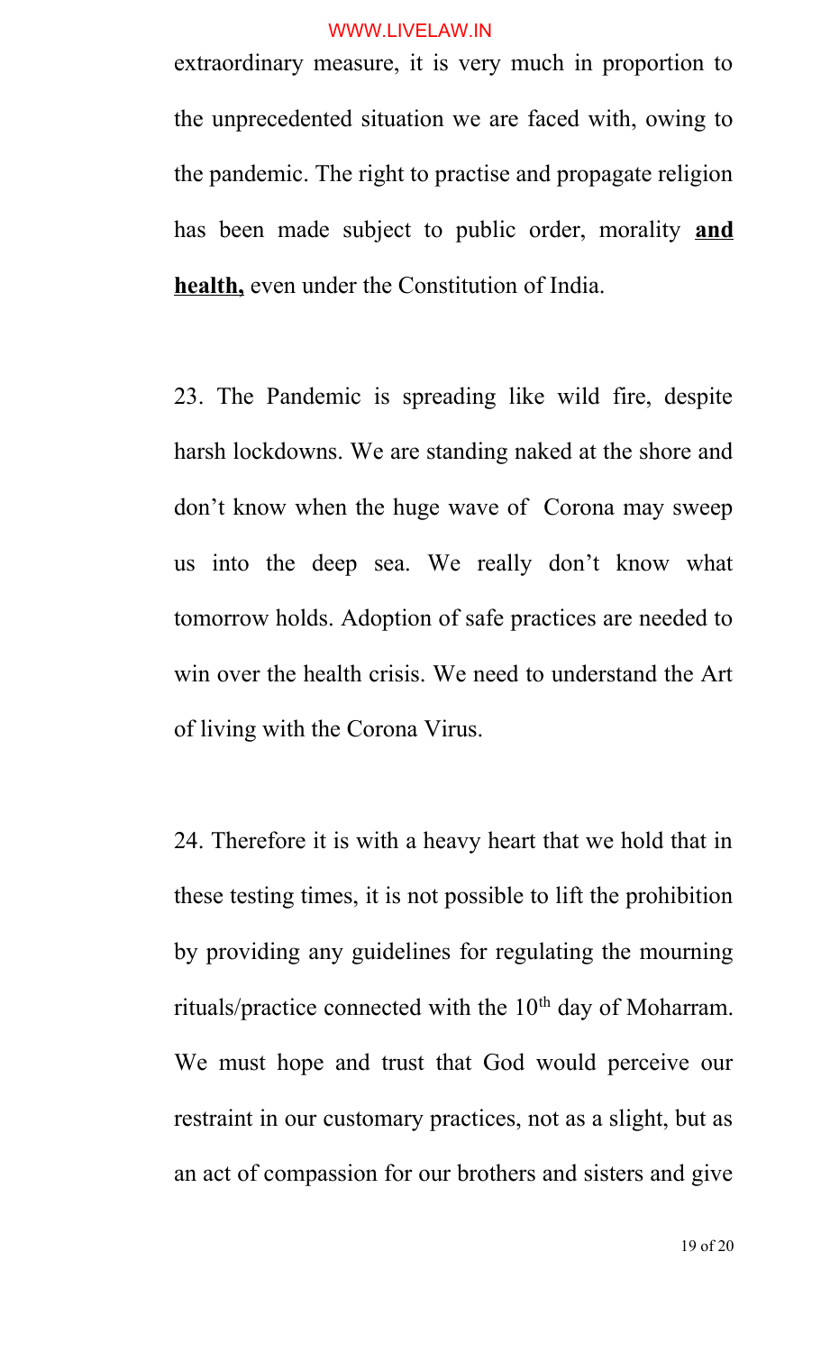extraordinary measure, it is very much in proportion to the unprecedented situation we are faced with, owing to the pandemic. The right to practise and propagate religion has been made subject to public order, morality **and health,** even under the Constitution of India.

23. The Pandemic is spreading like wild fire, despite harsh lockdowns. We are standing naked at the shore and don't know when the huge wave of Corona may sweep us into the deep sea. We really don't know what tomorrow holds. Adoption of safe practices are needed to win over the health crisis. We need to understand the Art of living with the Corona Virus.

24. Therefore it is with a heavy heart that we hold that in these testing times, it is not possible to lift the prohibition by providing any guidelines for regulating the mourning rituals/practice connected with the 10th day of Moharram. We must hope and trust that God would perceive our restraint in our customary practices, not as a slight, but as an act of compassion for our brothers and sisters and give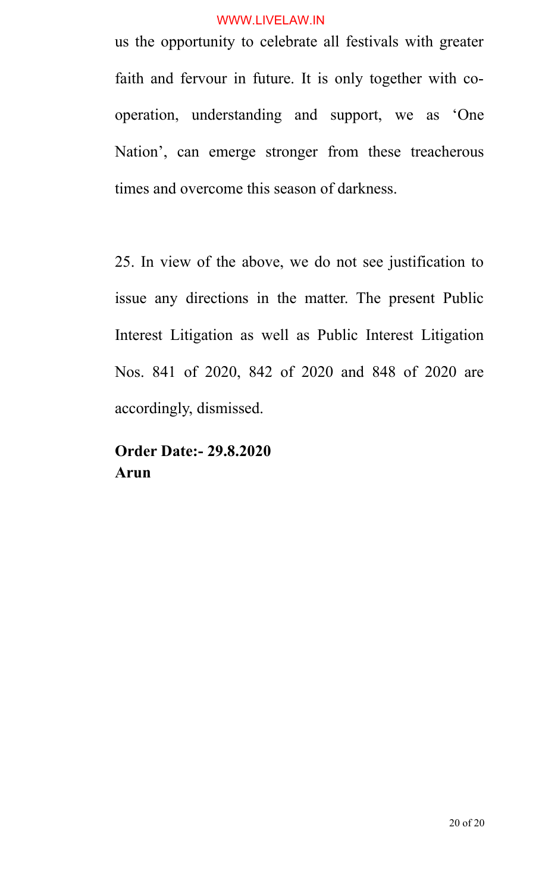us the opportunity to celebrate all festivals with greater faith and fervour in future. It is only together with co-operation, understanding and support, we as 'One Nation', can emerge stronger from these treacherous times and overcome this season of darkness.

25. In view of the above, we do not see justification to issue any directions in the matter. The present Public Interest Litigation as well as Public Interest Litigation Nos. 841 of 2020, 842 of 2020 and 848 of 2020 are accordingly, dismissed.

**Order Date:- 29.8.2020**
**Arun**